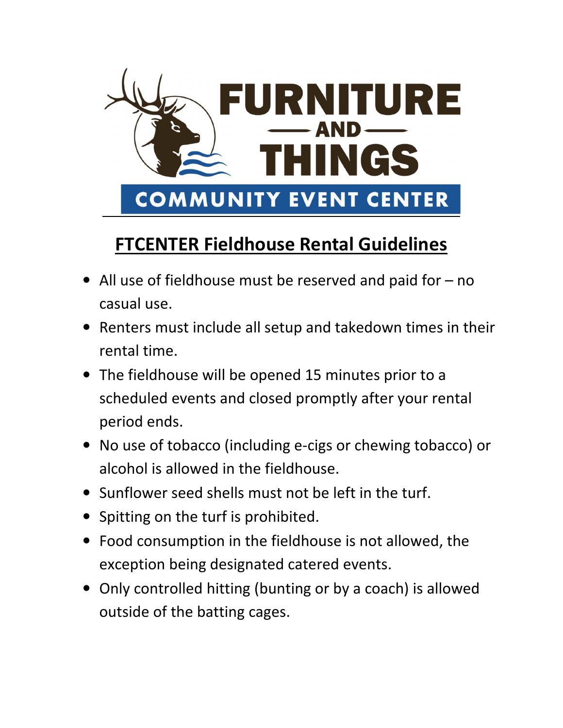# FURNITURE AND THINGS

## COMMUNITY EVENT CENTER

## FTCENTER Fieldhouse Rental Guidelines

- All use of fieldhouse must be reserved and paid for – no casual use.
- Renters must include all setup and takedown times in their rental time.
- The fieldhouse will be opened 15 minutes prior to a scheduled events and closed promptly after your rental period ends.
- No use of tobacco (including e-cigs or chewing tobacco) or alcohol is allowed in the fieldhouse.
- Sunflower seed shells must not be left in the turf.
- Spitting on the turf is prohibited.
- Food consumption in the fieldhouse is not allowed, the exception being designated catered events.
- Only controlled hitting (bunting or by a coach) is allowed outside of the batting cages.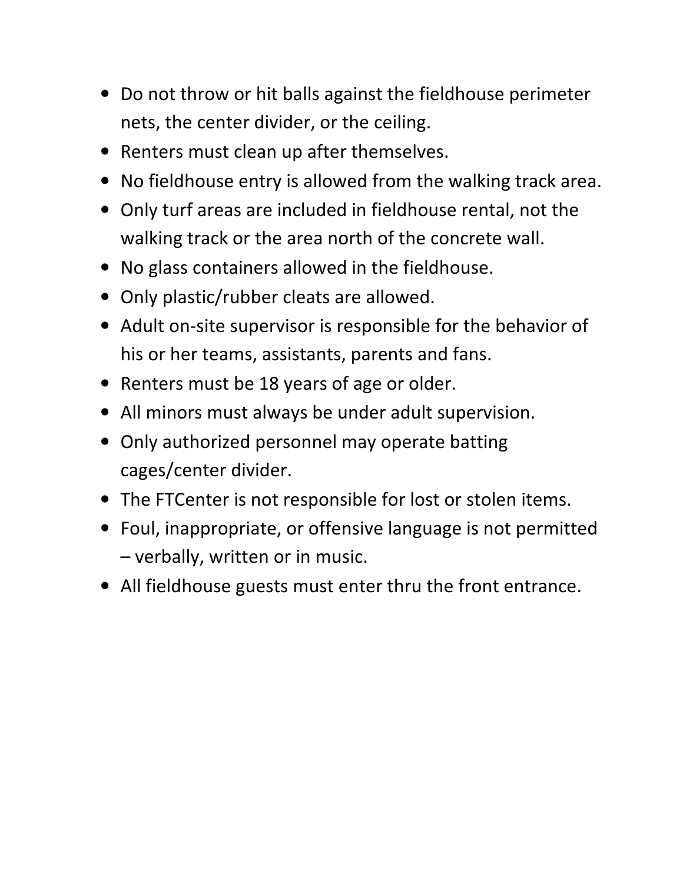- Do not throw or hit balls against the fieldhouse perimeter nets, the center divider, or the ceiling.
- Renters must clean up after themselves.
- No fieldhouse entry is allowed from the walking track area.
- Only turf areas are included in fieldhouse rental, not the walking track or the area north of the concrete wall.
- No glass containers allowed in the fieldhouse.
- Only plastic/rubber cleats are allowed.
- Adult on-site supervisor is responsible for the behavior of his or her teams, assistants, parents and fans.
- Renters must be 18 years of age or older.
- All minors must always be under adult supervision.
- Only authorized personnel may operate batting cages/center divider.
- The FTCenter is not responsible for lost or stolen items.
- Foul, inappropriate, or offensive language is not permitted – verbally, written or in music.
- All fieldhouse guests must enter thru the front entrance.